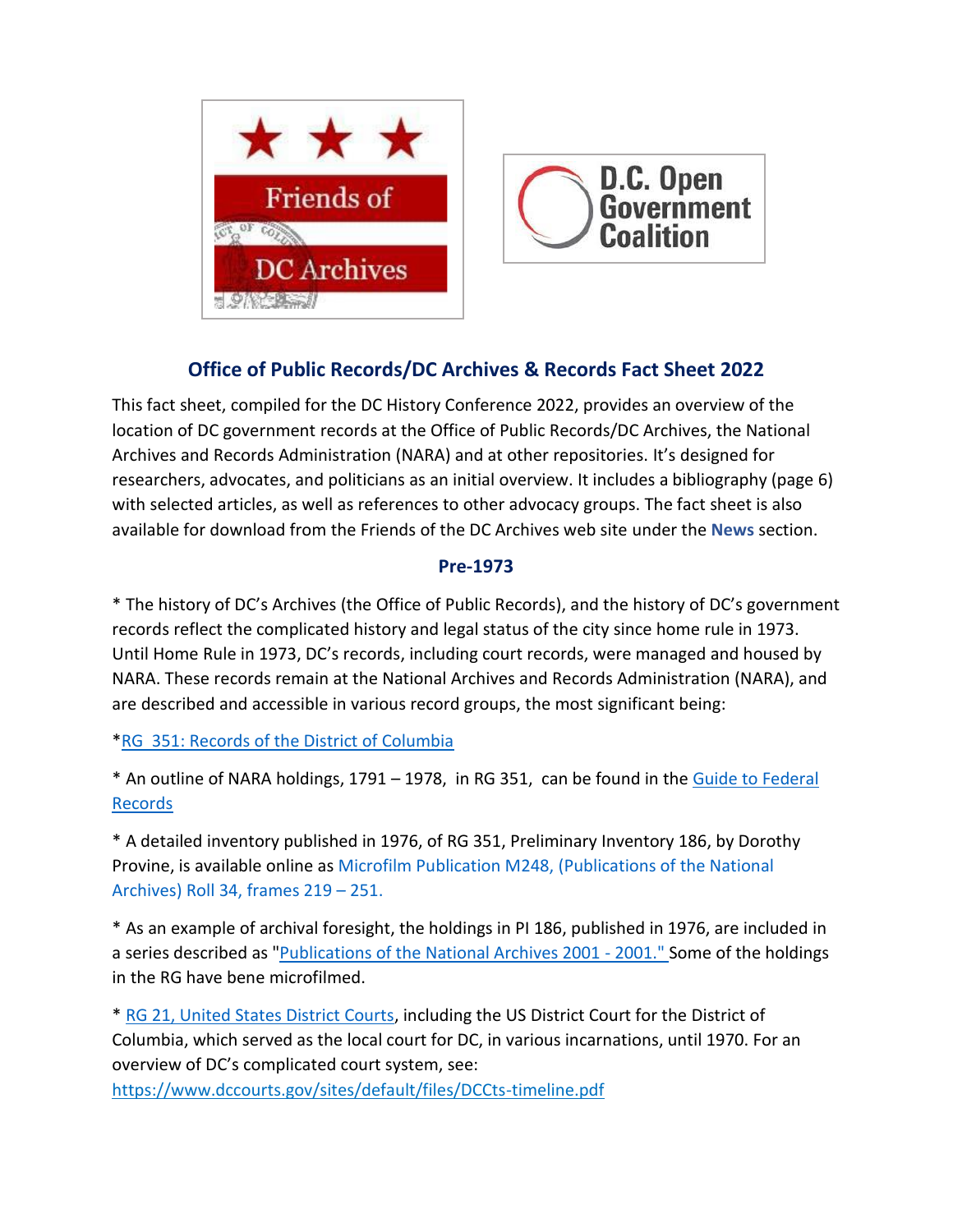# Office of Public Records/DC Archives & Records Fact Sheet 2022

This fact sheet, compiled for the DC History Conference 2022, provides an overview of the location of DC government records at the Office of Public Records/DC Archives, the National Archives and Records Administration (NARA) and at other repositories. It's designed for researchers, advocates, and politicians as an initial overview. It includes a bibliography (page 6) with selected articles, as well as references to other advocacy groups. The fact sheet is also available for download from the Friends of the DC Archives web site under the **News** section.

## Pre-1973

* The history of DC's Archives (the Office of Public Records), and the history of DC's government records reflect the complicated history and legal status of the city since home rule in 1973. Until Home Rule in 1973, DC's records, including court records, were managed and housed by NARA. These records remain at the National Archives and Records Administration (NARA), and are described and accessible in various record groups, the most significant being:

*RG 351: Records of the District of Columbia

* An outline of NARA holdings, 1791 – 1978, in RG 351, can be found in the Guide to Federal Records

* A detailed inventory published in 1976, of RG 351, Preliminary Inventory 186, by Dorothy Provine, is available online as Microfilm Publication M248, (Publications of the National Archives) Roll 34, frames 219 – 251.

* As an example of archival foresight, the holdings in PI 186, published in 1976, are included in a series described as "Publications of the National Archives 2001 - 2001." Some of the holdings in the RG have bene microfilmed.

* RG 21, United States District Courts, including the US District Court for the District of Columbia, which served as the local court for DC, in various incarnations, until 1970. For an overview of DC's complicated court system, see: https://www.dccourts.gov/sites/default/files/DCCts-timeline.pdf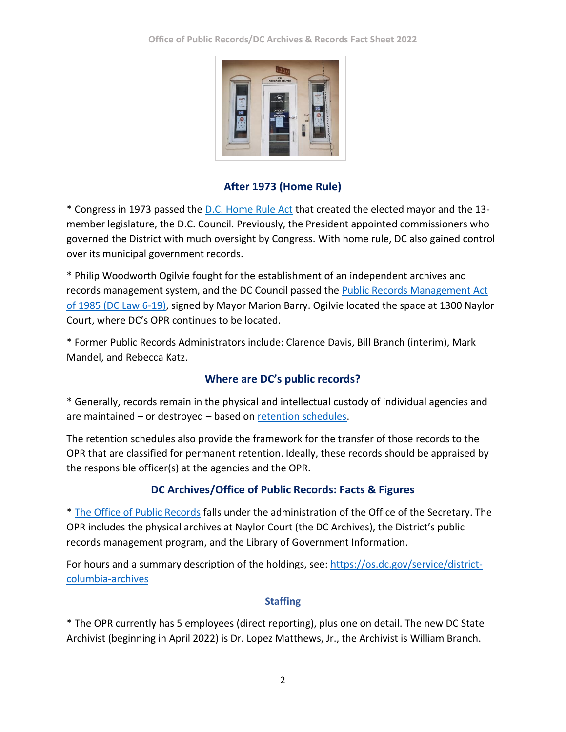## After 1973 (Home Rule)

* Congress in 1973 passed the [D.C. Home Rule Act] that created the elected mayor and the 13-member legislature, the D.C. Council. Previously, the President appointed commissioners who governed the District with much oversight by Congress. With home rule, DC also gained control over its municipal government records.

* Philip Woodworth Ogilvie fought for the establishment of an independent archives and records management system, and the DC Council passed the [Public Records Management Act of 1985 (DC Law 6-19)], signed by Mayor Marion Barry. Ogilvie located the space at 1300 Naylor Court, where DC's OPR continues to be located.

* Former Public Records Administrators include: Clarence Davis, Bill Branch (interim), Mark Mandel, and Rebecca Katz.

## Where are DC's public records?

* Generally, records remain in the physical and intellectual custody of individual agencies and are maintained – or destroyed – based on [retention schedules].

The retention schedules also provide the framework for the transfer of those records to the OPR that are classified for permanent retention. Ideally, these records should be appraised by the responsible officer(s) at the agencies and the OPR.

## DC Archives/Office of Public Records: Facts & Figures

* [The Office of Public Records] falls under the administration of the Office of the Secretary. The OPR includes the physical archives at Naylor Court (the DC Archives), the District's public records management program, and the Library of Government Information.

For hours and a summary description of the holdings, see: https://os.dc.gov/service/district-columbia-archives

### Staffing

* The OPR currently has 5 employees (direct reporting), plus one on detail. The new DC State Archivist (beginning in April 2022) is Dr. Lopez Matthews, Jr., the Archivist is William Branch.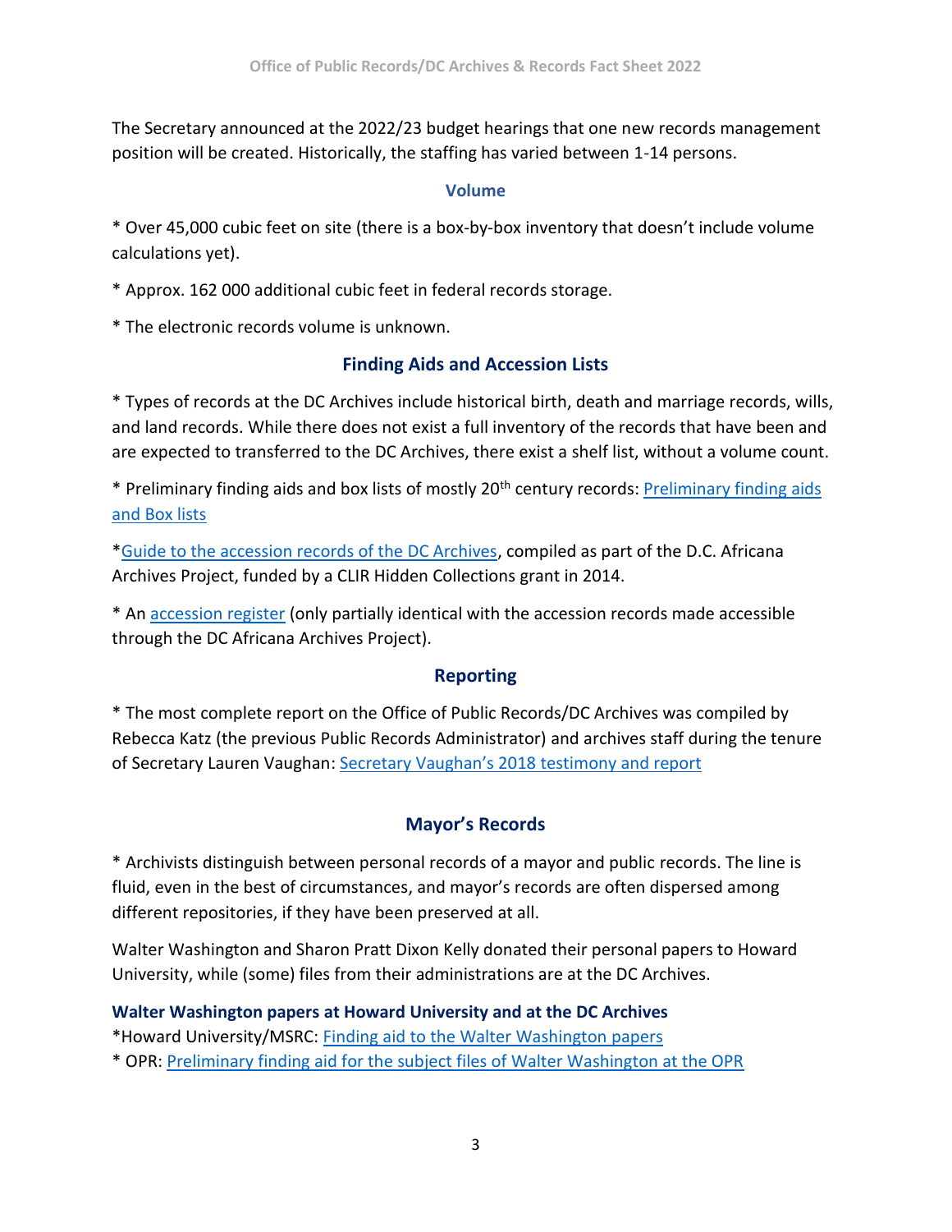The Secretary announced at the 2022/23 budget hearings that one new records management position will be created. Historically, the staffing has varied between 1-14 persons.

## Volume

* Over 45,000 cubic feet on site (there is a box-by-box inventory that doesn't include volume calculations yet).

* Approx. 162 000 additional cubic feet in federal records storage.

* The electronic records volume is unknown.

## Finding Aids and Accession Lists

* Types of records at the DC Archives include historical birth, death and marriage records, wills, and land records. While there does not exist a full inventory of the records that have been and are expected to transferred to the DC Archives, there exist a shelf list, without a volume count.

* Preliminary finding aids and box lists of mostly 20th century records: Preliminary finding aids and Box lists

*Guide to the accession records of the DC Archives, compiled as part of the D.C. Africana Archives Project, funded by a CLIR Hidden Collections grant in 2014.

* An accession register (only partially identical with the accession records made accessible through the DC Africana Archives Project).

## Reporting

* The most complete report on the Office of Public Records/DC Archives was compiled by Rebecca Katz (the previous Public Records Administrator) and archives staff during the tenure of Secretary Lauren Vaughan: Secretary Vaughan's 2018 testimony and report

## Mayor's Records

* Archivists distinguish between personal records of a mayor and public records. The line is fluid, even in the best of circumstances, and mayor's records are often dispersed among different repositories, if they have been preserved at all.

Walter Washington and Sharon Pratt Dixon Kelly donated their personal papers to Howard University, while (some) files from their administrations are at the DC Archives.

### Walter Washington papers at Howard University and at the DC Archives

*Howard University/MSRC: Finding aid to the Walter Washington papers
* OPR: Preliminary finding aid for the subject files of Walter Washington at the OPR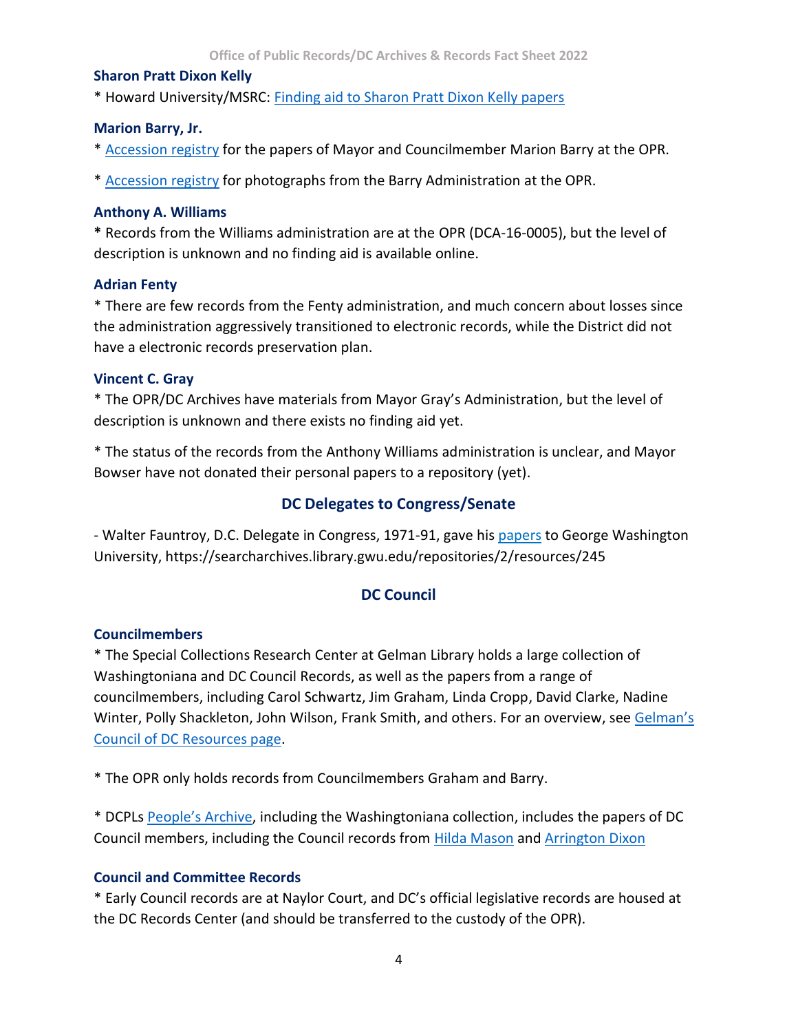### Sharon Pratt Dixon Kelly

* Howard University/MSRC: Finding aid to Sharon Pratt Dixon Kelly papers

### Marion Barry, Jr.

* Accession registry for the papers of Mayor and Councilmember Marion Barry at the OPR.

* Accession registry for photographs from the Barry Administration at the OPR.

### Anthony A. Williams

* Records from the Williams administration are at the OPR (DCA-16-0005), but the level of description is unknown and no finding aid is available online.

### Adrian Fenty

* There are few records from the Fenty administration, and much concern about losses since the administration aggressively transitioned to electronic records, while the District did not have a electronic records preservation plan.

### Vincent C. Gray

* The OPR/DC Archives have materials from Mayor Gray's Administration, but the level of description is unknown and there exists no finding aid yet.

* The status of the records from the Anthony Williams administration is unclear, and Mayor Bowser have not donated their personal papers to a repository (yet).

## DC Delegates to Congress/Senate

- Walter Fauntroy, D.C. Delegate in Congress, 1971-91, gave his papers to George Washington University, https://searcharchives.library.gwu.edu/repositories/2/resources/245

## DC Council

### Councilmembers

* The Special Collections Research Center at Gelman Library holds a large collection of Washingtoniana and DC Council Records, as well as the papers from a range of councilmembers, including Carol Schwartz, Jim Graham, Linda Cropp, David Clarke, Nadine Winter, Polly Shackleton, John Wilson, Frank Smith, and others. For an overview, see Gelman's Council of DC Resources page.

* The OPR only holds records from Councilmembers Graham and Barry.

* DCPLs People's Archive, including the Washingtoniana collection, includes the papers of DC Council members, including the Council records from Hilda Mason and Arrington Dixon

### Council and Committee Records

* Early Council records are at Naylor Court, and DC's official legislative records are housed at the DC Records Center (and should be transferred to the custody of the OPR).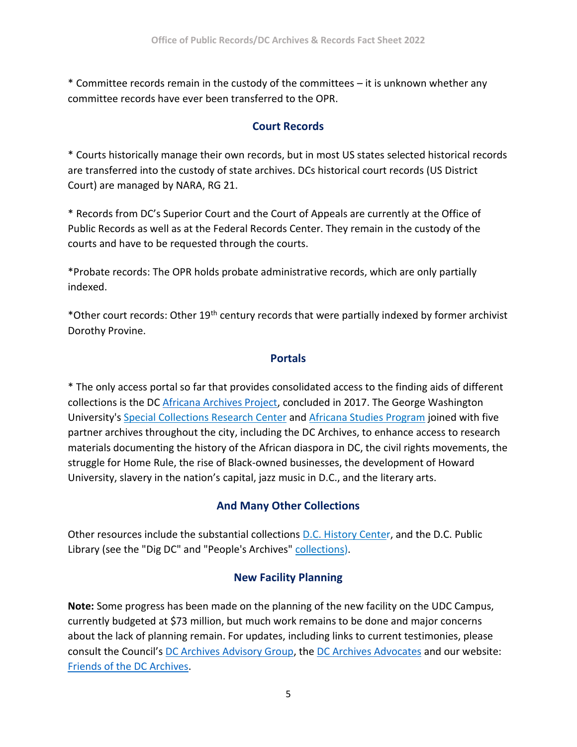* Committee records remain in the custody of the committees – it is unknown whether any committee records have ever been transferred to the OPR.

## Court Records

* Courts historically manage their own records, but in most US states selected historical records are transferred into the custody of state archives. DCs historical court records (US District Court) are managed by NARA, RG 21.

* Records from DC's Superior Court and the Court of Appeals are currently at the Office of Public Records as well as at the Federal Records Center. They remain in the custody of the courts and have to be requested through the courts.

*Probate records: The OPR holds probate administrative records, which are only partially indexed.

*Other court records: Other 19th century records that were partially indexed by former archivist Dorothy Provine.

## Portals

* The only access portal so far that provides consolidated access to the finding aids of different collections is the DC Africana Archives Project, concluded in 2017. The George Washington University's Special Collections Research Center and Africana Studies Program joined with five partner archives throughout the city, including the DC Archives, to enhance access to research materials documenting the history of the African diaspora in DC, the civil rights movements, the struggle for Home Rule, the rise of Black-owned businesses, the development of Howard University, slavery in the nation's capital, jazz music in D.C., and the literary arts.

## And Many Other Collections

Other resources include the substantial collections D.C. History Center, and the D.C. Public Library (see the "Dig DC" and "People's Archives" collections).

## New Facility Planning

**Note:** Some progress has been made on the planning of the new facility on the UDC Campus, currently budgeted at $73 million, but much work remains to be done and major concerns about the lack of planning remain. For updates, including links to current testimonies, please consult the Council's DC Archives Advisory Group, the DC Archives Advocates and our website: Friends of the DC Archives.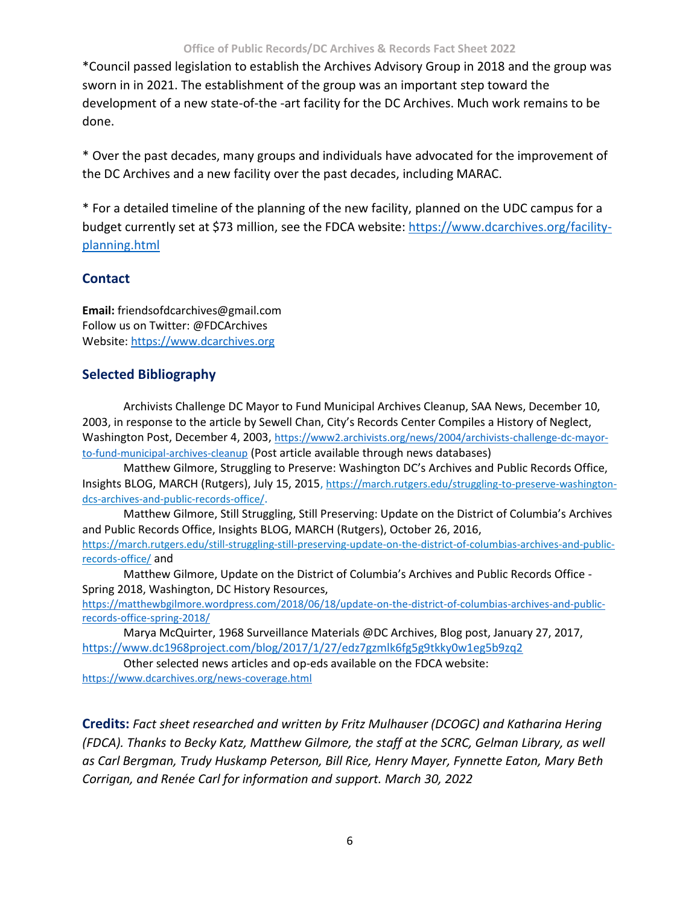*Council passed legislation to establish the Archives Advisory Group in 2018 and the group was sworn in in 2021. The establishment of the group was an important step toward the development of a new state-of-the -art facility for the DC Archives. Much work remains to be done.

* Over the past decades, many groups and individuals have advocated for the improvement of the DC Archives and a new facility over the past decades, including MARAC.

* For a detailed timeline of the planning of the new facility, planned on the UDC campus for a budget currently set at $73 million, see the FDCA website: https://www.dcarchives.org/facility-planning.html

## Contact

**Email:** friendsofdcarchives@gmail.com
Follow us on Twitter: @FDCArchives
Website: https://www.dcarchives.org

## Selected Bibliography

Archivists Challenge DC Mayor to Fund Municipal Archives Cleanup, SAA News, December 10, 2003, in response to the article by Sewell Chan, City's Records Center Compiles a History of Neglect, Washington Post, December 4, 2003, https://www2.archivists.org/news/2004/archivists-challenge-dc-mayor-to-fund-municipal-archives-cleanup (Post article available through news databases)

Matthew Gilmore, Struggling to Preserve: Washington DC's Archives and Public Records Office, Insights BLOG, MARCH (Rutgers), July 15, 2015, https://march.rutgers.edu/struggling-to-preserve-washington-dcs-archives-and-public-records-office/.

Matthew Gilmore, Still Struggling, Still Preserving: Update on the District of Columbia's Archives and Public Records Office, Insights BLOG, MARCH (Rutgers), October 26, 2016, https://march.rutgers.edu/still-struggling-still-preserving-update-on-the-district-of-columbias-archives-and-public-records-office/ and

Matthew Gilmore, Update on the District of Columbia's Archives and Public Records Office - Spring 2018, Washington, DC History Resources, https://matthewbgilmore.wordpress.com/2018/06/18/update-on-the-district-of-columbias-archives-and-public-records-office-spring-2018/

Marya McQuirter, 1968 Surveillance Materials @DC Archives, Blog post, January 27, 2017, https://www.dc1968project.com/blog/2017/1/27/edz7gzmlk6fg5g9tkky0w1eg5b9zq2

Other selected news articles and op-eds available on the FDCA website: https://www.dcarchives.org/news-coverage.html

**Credits:** *Fact sheet researched and written by Fritz Mulhauser (DCOGC) and Katharina Hering (FDCA). Thanks to Becky Katz, Matthew Gilmore, the staff at the SCRC, Gelman Library, as well as Carl Bergman, Trudy Huskamp Peterson, Bill Rice, Henry Mayer, Fynnette Eaton, Mary Beth Corrigan, and Renée Carl for information and support. March 30, 2022*